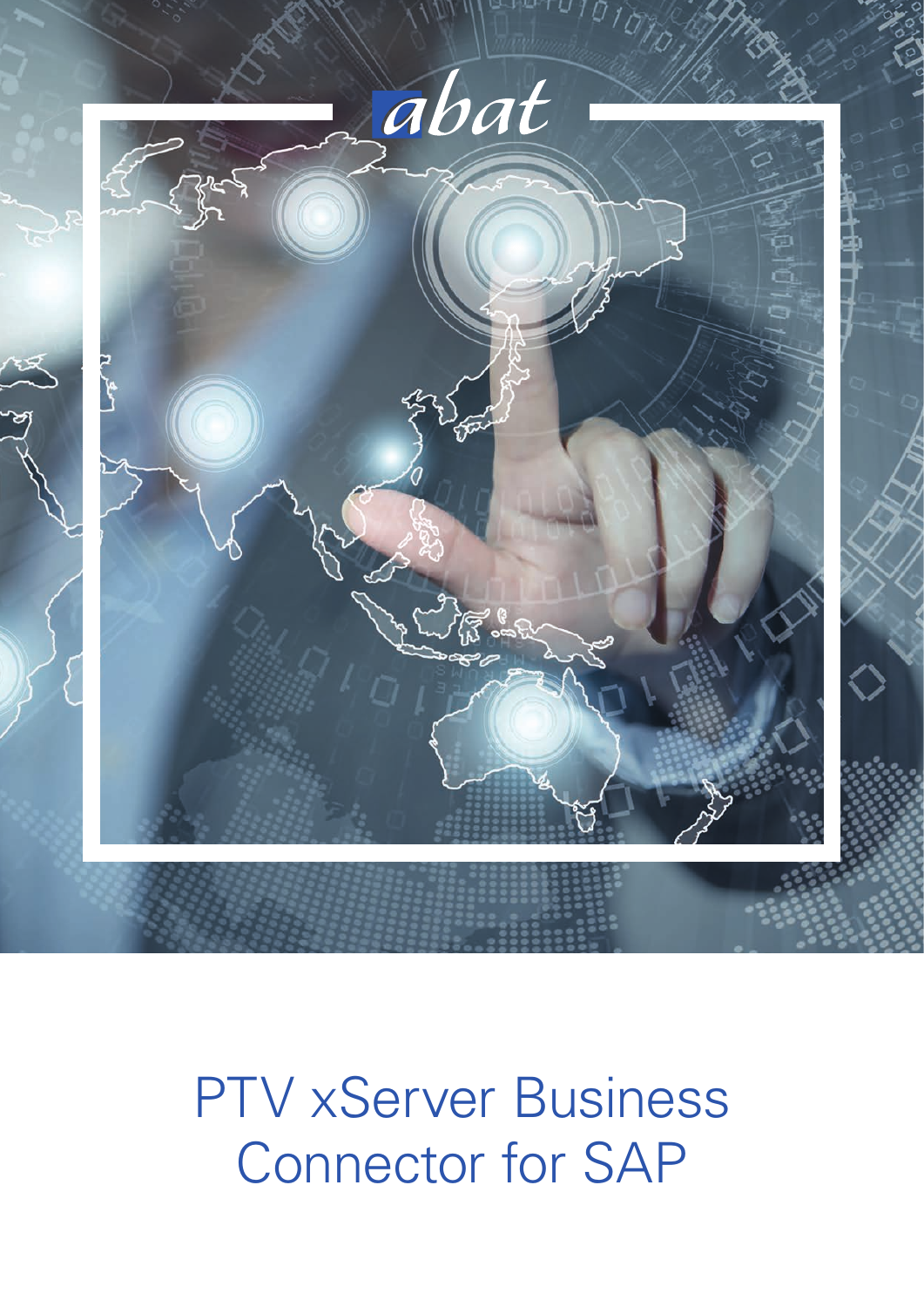abat

# PTV xServer Business Connector for SAP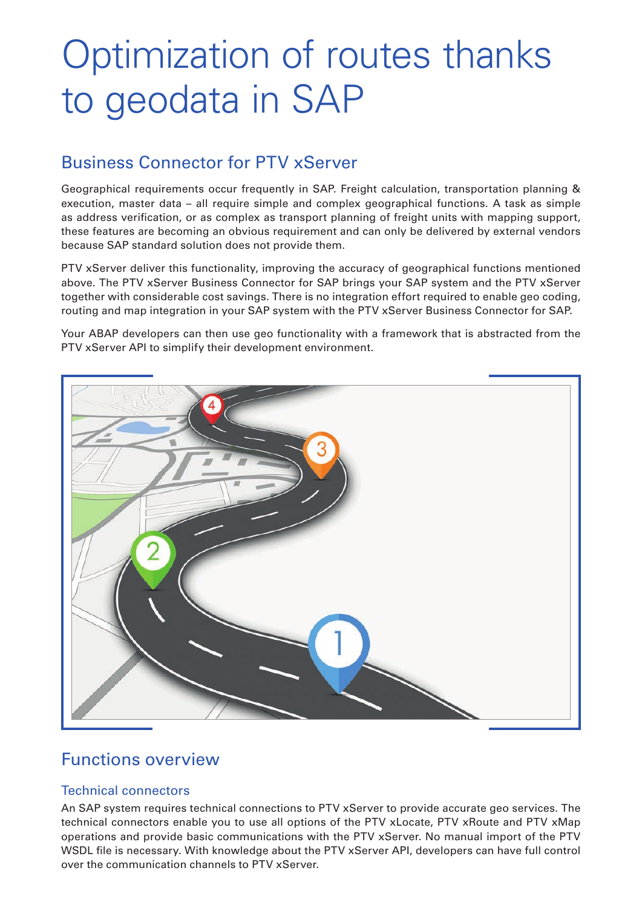# Optimization of routes thanks to geodata in SAP

## Business Connector for PTV xServer

Geographical requirements occur frequently in SAP. Freight calculation, transportation planning & execution, master data – all require simple and complex geographical functions. A task as simple as address verification, or as complex as transport planning of freight units with mapping support, these features are becoming an obvious requirement and can only be delivered by external vendors because SAP standard solution does not provide them.

PTV xServer deliver this functionality, improving the accuracy of geographical functions mentioned above. The PTV xServer Business Connector for SAP brings your SAP system and the PTV xServer together with considerable cost savings. There is no integration effort required to enable geo coding, routing and map integration in your SAP system with the PTV xServer Business Connector for SAP.

Your ABAP developers can then use geo functionality with a framework that is abstracted from the PTV xServer API to simplify their development environment.

## Functions overview

### Technical connectors

An SAP system requires technical connections to PTV xServer to provide accurate geo services. The technical connectors enable you to use all options of the PTV xLocate, PTV xRoute and PTV xMap operations and provide basic communications with the PTV xServer. No manual import of the PTV WSDL file is necessary. With knowledge about the PTV xServer API, developers can have full control over the communication channels to PTV xServer.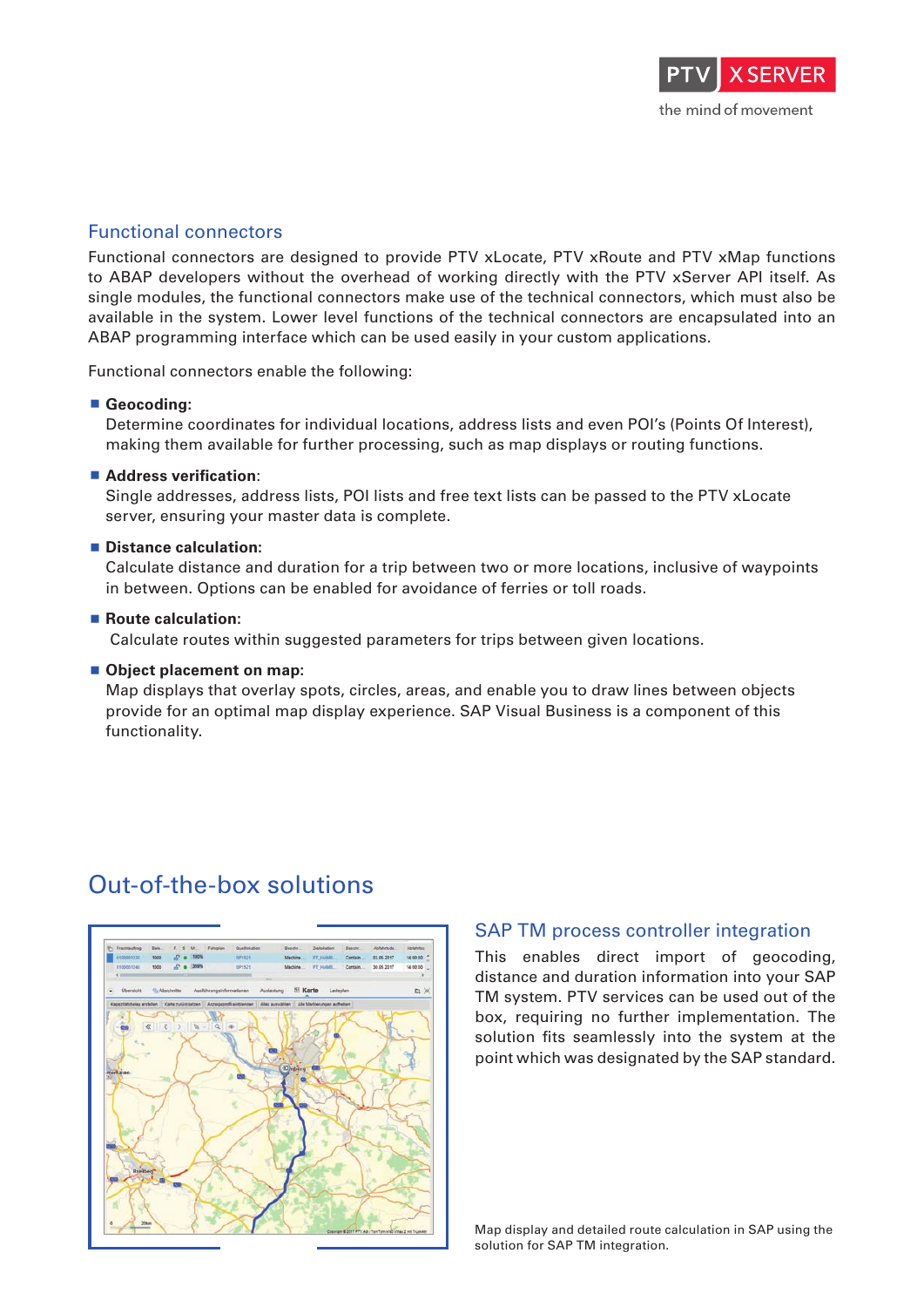## Functional connectors

Functional connectors are designed to provide PTV xLocate, PTV xRoute and PTV xMap functions to ABAP developers without the overhead of working directly with the PTV xServer API itself. As single modules, the functional connectors make use of the technical connectors, which must also be available in the system. Lower level functions of the technical connectors are encapsulated into an ABAP programming interface which can be used easily in your custom applications.

Functional connectors enable the following:

- **Geocoding:**
  Determine coordinates for individual locations, address lists and even POI's (Points Of Interest), making them available for further processing, such as map displays or routing functions.
- **Address verification**:
  Single addresses, address lists, POI lists and free text lists can be passed to the PTV xLocate server, ensuring your master data is complete.
- **Distance calculation:**
  Calculate distance and duration for a trip between two or more locations, inclusive of waypoints in between. Options can be enabled for avoidance of ferries or toll roads.
- **Route calculation:**
  Calculate routes within suggested parameters for trips between given locations.
- **Object placement on map:**
  Map displays that overlay spots, circles, areas, and enable you to draw lines between objects provide for an optimal map display experience. SAP Visual Business is a component of this functionality.

# Out-of-the-box solutions

### SAP TM process controller integration

This enables direct import of geocoding, distance and duration information into your SAP TM system. PTV services can be used out of the box, requiring no further implementation. The solution fits seamlessly into the system at the point which was designated by the SAP standard.

Map display and detailed route calculation in SAP using the solution for SAP TM integration.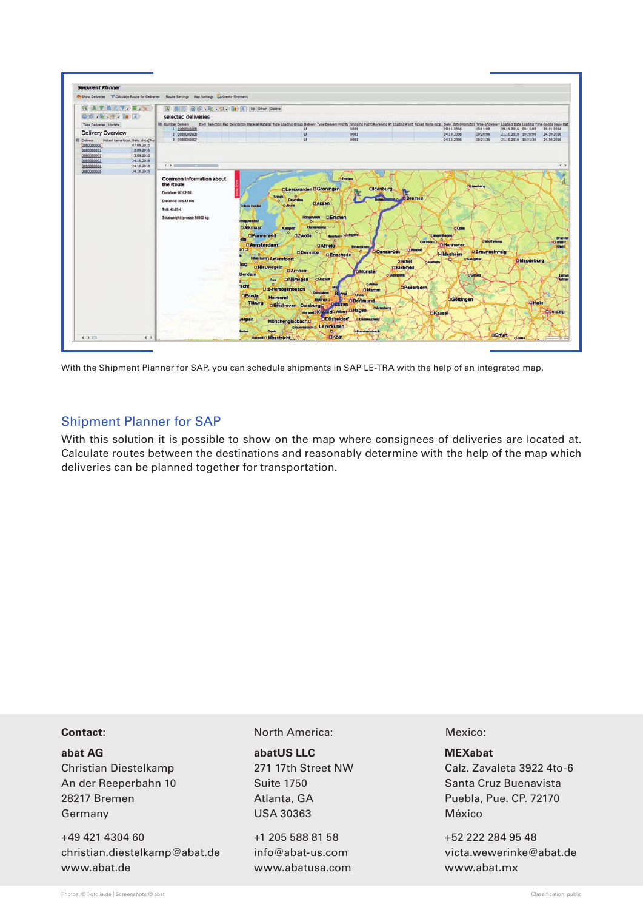With the Shipment Planner for SAP, you can schedule shipments in SAP LE-TRA with the help of an integrated map.

## Shipment Planner for SAP

With this solution it is possible to show on the map where consignees of deliveries are located at. Calculate routes between the destinations and reasonably determine with the help of the map which deliveries can be planned together for transportation.

**Contact:**

**abat AG**
Christian Diestelkamp
An der Reeperbahn 10
28217 Bremen
Germany

+49 421 4304 60
christian.diestelkamp@abat.de
www.abat.de

North America:

**abatUS LLC**
271 17th Street NW
Suite 1750
Atlanta, GA
USA 30363

+1 205 588 81 58
info@abat-us.com
www.abatusa.com

Mexico:

**MEXabat**
Calz. Zavaleta 3922 4to-6
Santa Cruz Buenavista
Puebla, Pue. CP. 72170
México

+52 222 284 95 48
victa.wewerinke@abat.de
www.abat.mx

Photos: © Fotolia.de | Screenshots:© abat

Classification: public